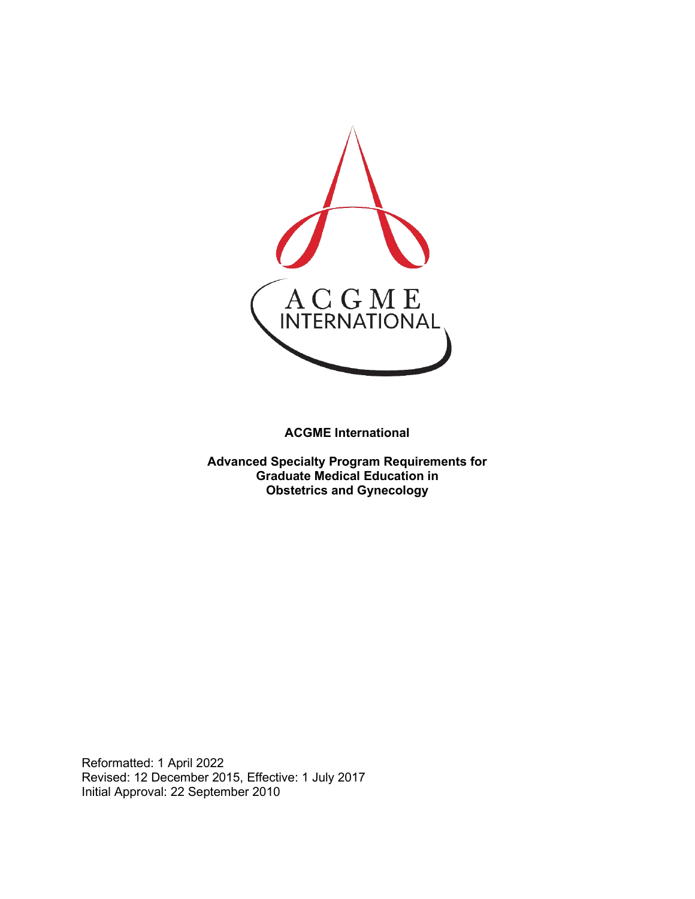**ACGME International**

**Advanced Specialty Program Requirements for Graduate Medical Education in Obstetrics and Gynecology**

Reformatted: 1 April 2022
Revised: 12 December 2015, Effective: 1 July 2017
Initial Approval: 22 September 2010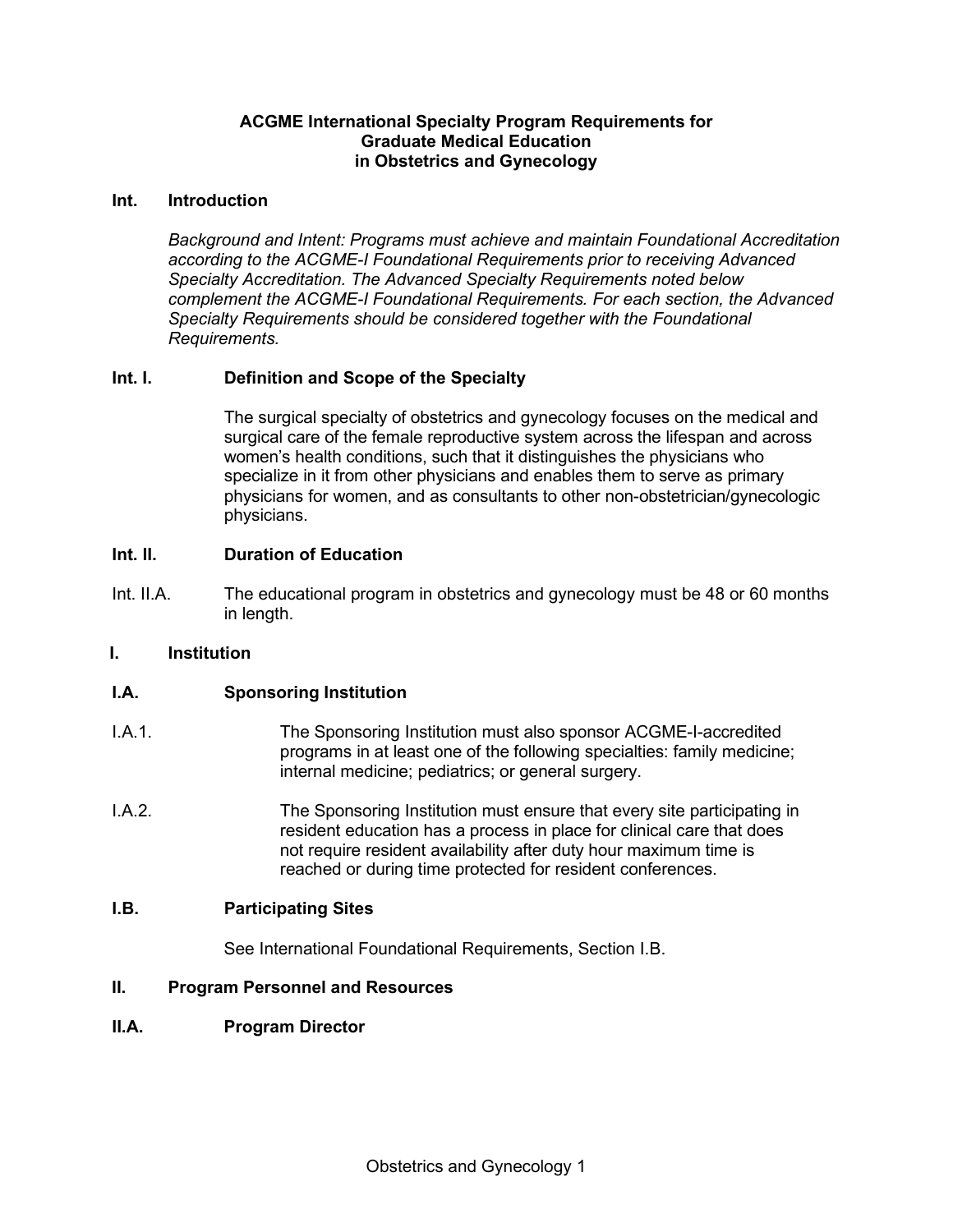# ACGME International Specialty Program Requirements for Graduate Medical Education in Obstetrics and Gynecology

## Int. Introduction

*Background and Intent: Programs must achieve and maintain Foundational Accreditation according to the ACGME-I Foundational Requirements prior to receiving Advanced Specialty Accreditation. The Advanced Specialty Requirements noted below complement the ACGME-I Foundational Requirements. For each section, the Advanced Specialty Requirements should be considered together with the Foundational Requirements.*

### Int. I. Definition and Scope of the Specialty

The surgical specialty of obstetrics and gynecology focuses on the medical and surgical care of the female reproductive system across the lifespan and across women's health conditions, such that it distinguishes the physicians who specialize in it from other physicians and enables them to serve as primary physicians for women, and as consultants to other non-obstetrician/gynecologic physicians.

### Int. II. Duration of Education

Int. II.A. The educational program in obstetrics and gynecology must be 48 or 60 months in length.

## I. Institution

### I.A. Sponsoring Institution

I.A.1. The Sponsoring Institution must also sponsor ACGME-I-accredited programs in at least one of the following specialties: family medicine; internal medicine; pediatrics; or general surgery.

I.A.2. The Sponsoring Institution must ensure that every site participating in resident education has a process in place for clinical care that does not require resident availability after duty hour maximum time is reached or during time protected for resident conferences.

### I.B. Participating Sites

See International Foundational Requirements, Section I.B.

## II. Program Personnel and Resources

### II.A. Program Director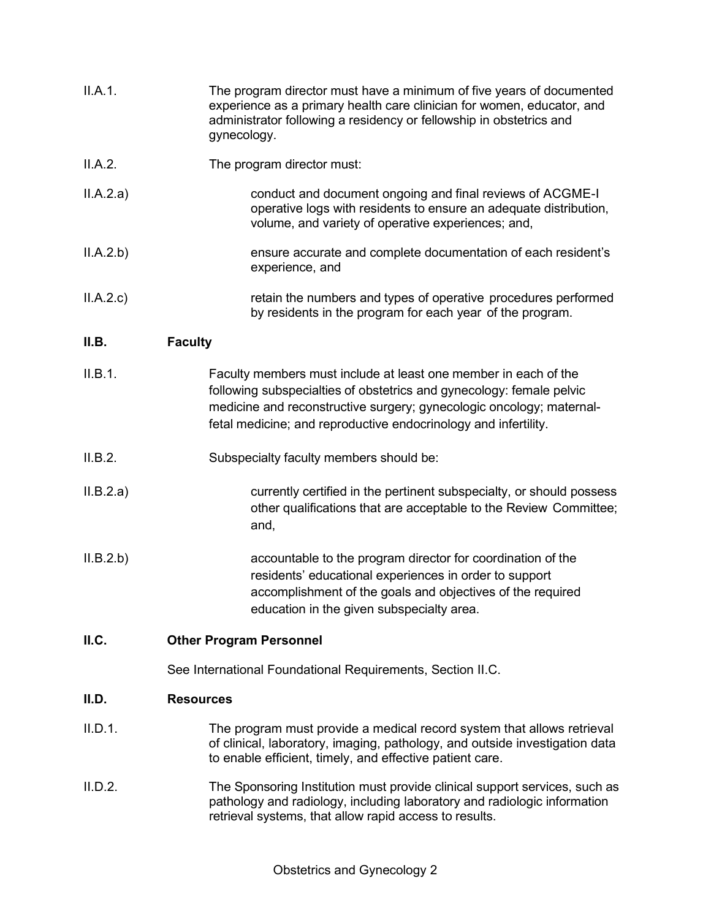II.A.1. The program director must have a minimum of five years of documented experience as a primary health care clinician for women, educator, and administrator following a residency or fellowship in obstetrics and gynecology.

II.A.2. The program director must:

II.A.2.a) conduct and document ongoing and final reviews of ACGME-I operative logs with residents to ensure an adequate distribution, volume, and variety of operative experiences; and,

II.A.2.b) ensure accurate and complete documentation of each resident's experience, and

II.A.2.c) retain the numbers and types of operative procedures performed by residents in the program for each year of the program.

## II.B. Faculty

II.B.1. Faculty members must include at least one member in each of the following subspecialties of obstetrics and gynecology: female pelvic medicine and reconstructive surgery; gynecologic oncology; maternal-fetal medicine; and reproductive endocrinology and infertility.

II.B.2. Subspecialty faculty members should be:

II.B.2.a) currently certified in the pertinent subspecialty, or should possess other qualifications that are acceptable to the Review Committee; and,

II.B.2.b) accountable to the program director for coordination of the residents' educational experiences in order to support accomplishment of the goals and objectives of the required education in the given subspecialty area.

## II.C. Other Program Personnel

See International Foundational Requirements, Section II.C.

## II.D. Resources

II.D.1. The program must provide a medical record system that allows retrieval of clinical, laboratory, imaging, pathology, and outside investigation data to enable efficient, timely, and effective patient care.

II.D.2. The Sponsoring Institution must provide clinical support services, such as pathology and radiology, including laboratory and radiologic information retrieval systems, that allow rapid access to results.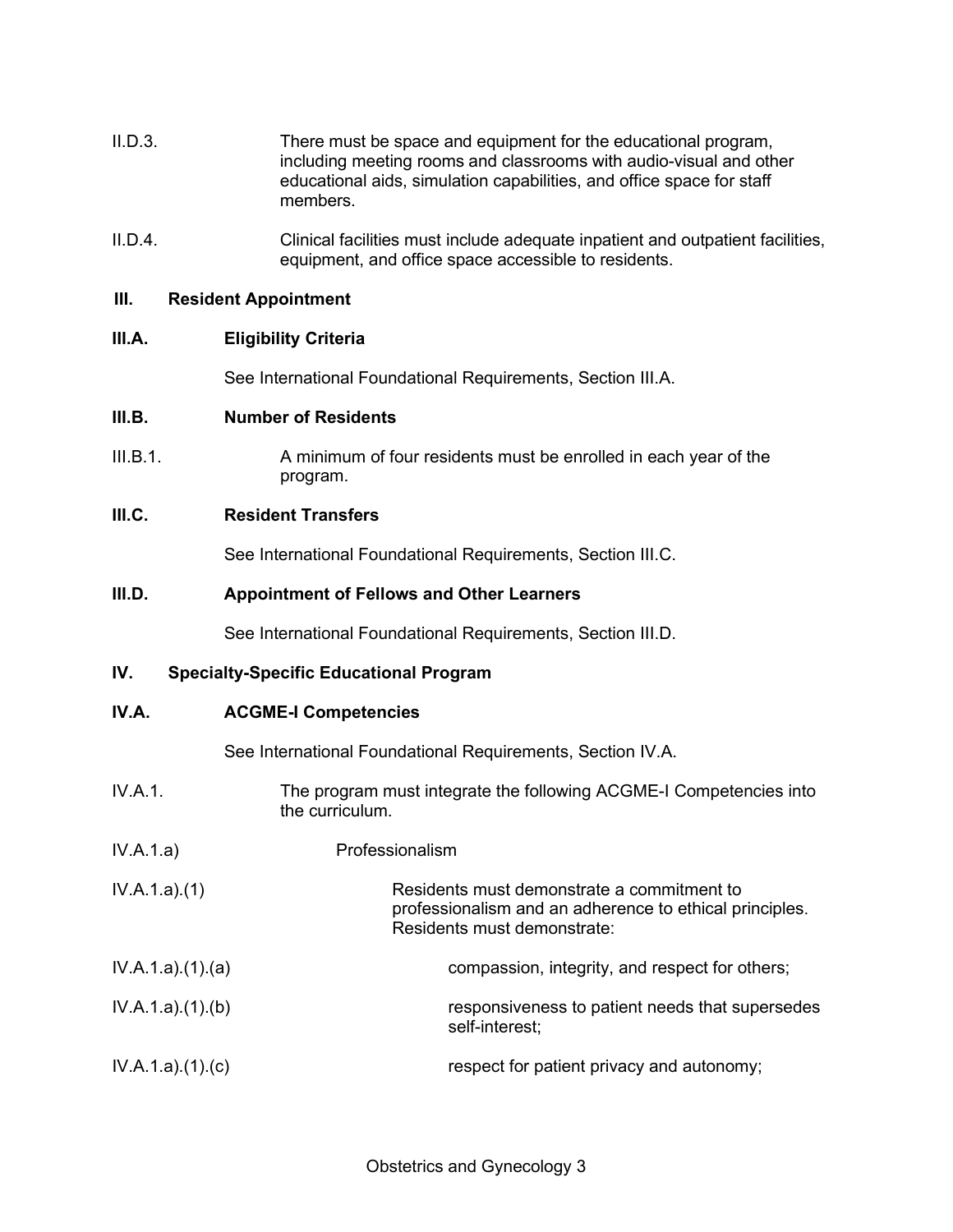II.D.3. There must be space and equipment for the educational program, including meeting rooms and classrooms with audio-visual and other educational aids, simulation capabilities, and office space for staff members.

II.D.4. Clinical facilities must include adequate inpatient and outpatient facilities, equipment, and office space accessible to residents.

## III. Resident Appointment

### III.A. Eligibility Criteria

See International Foundational Requirements, Section III.A.

### III.B. Number of Residents

III.B.1. A minimum of four residents must be enrolled in each year of the program.

### III.C. Resident Transfers

See International Foundational Requirements, Section III.C.

### III.D. Appointment of Fellows and Other Learners

See International Foundational Requirements, Section III.D.

## IV. Specialty-Specific Educational Program

### IV.A. ACGME-I Competencies

See International Foundational Requirements, Section IV.A.

IV.A.1. The program must integrate the following ACGME-I Competencies into the curriculum.

IV.A.1.a) Professionalism

IV.A.1.a).(1) Residents must demonstrate a commitment to professionalism and an adherence to ethical principles. Residents must demonstrate:

IV.A.1.a).(1).(a) compassion, integrity, and respect for others;

IV.A.1.a).(1).(b) responsiveness to patient needs that supersedes self-interest;

IV.A.1.a).(1).(c) respect for patient privacy and autonomy;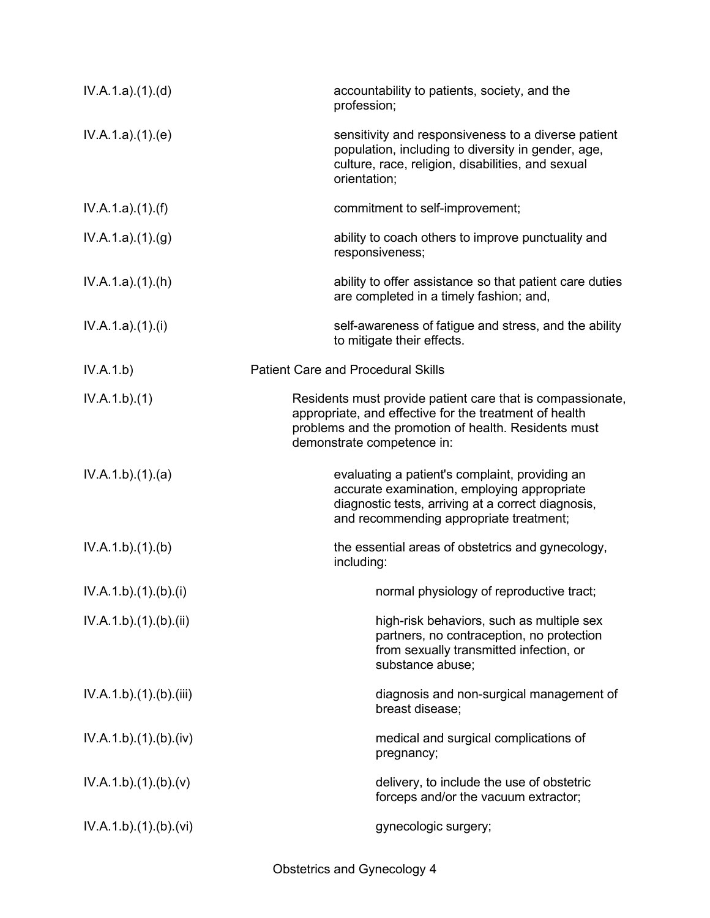| | |
|---|---|
| IV.A.1.a).(1).(d) | accountability to patients, society, and the profession; |
| IV.A.1.a).(1).(e) | sensitivity and responsiveness to a diverse patient population, including to diversity in gender, age, culture, race, religion, disabilities, and sexual orientation; |
| IV.A.1.a).(1).(f) | commitment to self-improvement; |
| IV.A.1.a).(1).(g) | ability to coach others to improve punctuality and responsiveness; |
| IV.A.1.a).(1).(h) | ability to offer assistance so that patient care duties are completed in a timely fashion; and, |
| IV.A.1.a).(1).(i) | self-awareness of fatigue and stress, and the ability to mitigate their effects. |
| IV.A.1.b) | Patient Care and Procedural Skills |
| IV.A.1.b).(1) | Residents must provide patient care that is compassionate, appropriate, and effective for the treatment of health problems and the promotion of health. Residents must demonstrate competence in: |
| IV.A.1.b).(1).(a) | evaluating a patient's complaint, providing an accurate examination, employing appropriate diagnostic tests, arriving at a correct diagnosis, and recommending appropriate treatment; |
| IV.A.1.b).(1).(b) | the essential areas of obstetrics and gynecology, including: |
| IV.A.1.b).(1).(b).(i) | normal physiology of reproductive tract; |
| IV.A.1.b).(1).(b).(ii) | high-risk behaviors, such as multiple sex partners, no contraception, no protection from sexually transmitted infection, or substance abuse; |
| IV.A.1.b).(1).(b).(iii) | diagnosis and non-surgical management of breast disease; |
| IV.A.1.b).(1).(b).(iv) | medical and surgical complications of pregnancy; |
| IV.A.1.b).(1).(b).(v) | delivery, to include the use of obstetric forceps and/or the vacuum extractor; |
| IV.A.1.b).(1).(b).(vi) | gynecologic surgery; |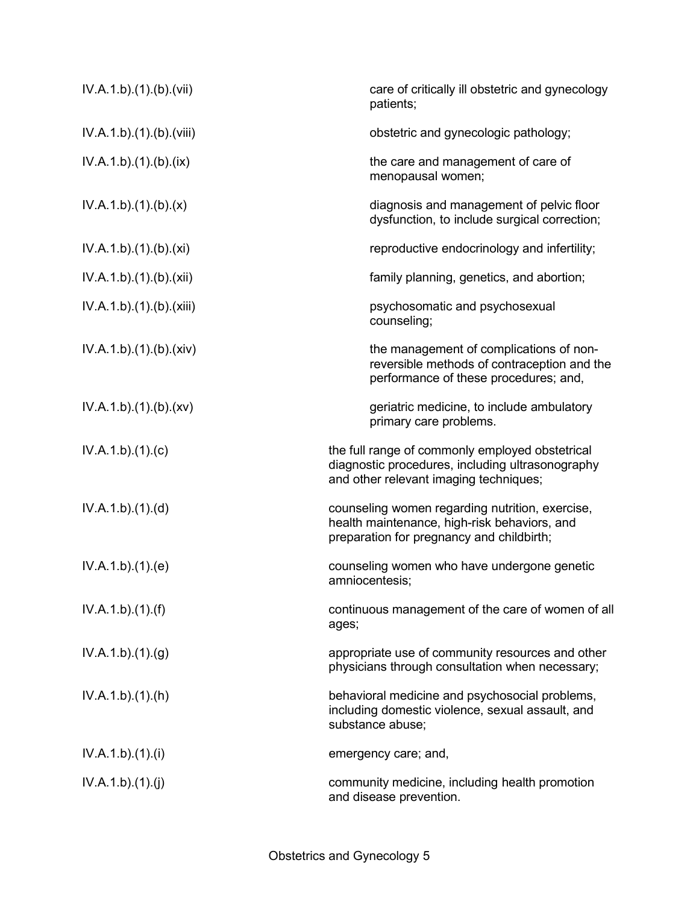| | |
|---|---|
| IV.A.1.b).(1).(b).(vii) | care of critically ill obstetric and gynecology patients; |
| IV.A.1.b).(1).(b).(viii) | obstetric and gynecologic pathology; |
| IV.A.1.b).(1).(b).(ix) | the care and management of care of menopausal women; |
| IV.A.1.b).(1).(b).(x) | diagnosis and management of pelvic floor dysfunction, to include surgical correction; |
| IV.A.1.b).(1).(b).(xi) | reproductive endocrinology and infertility; |
| IV.A.1.b).(1).(b).(xii) | family planning, genetics, and abortion; |
| IV.A.1.b).(1).(b).(xiii) | psychosomatic and psychosexual counseling; |
| IV.A.1.b).(1).(b).(xiv) | the management of complications of non-reversible methods of contraception and the performance of these procedures; and, |
| IV.A.1.b).(1).(b).(xv) | geriatric medicine, to include ambulatory primary care problems. |
| IV.A.1.b).(1).(c) | the full range of commonly employed obstetrical diagnostic procedures, including ultrasonography and other relevant imaging techniques; |
| IV.A.1.b).(1).(d) | counseling women regarding nutrition, exercise, health maintenance, high-risk behaviors, and preparation for pregnancy and childbirth; |
| IV.A.1.b).(1).(e) | counseling women who have undergone genetic amniocentesis; |
| IV.A.1.b).(1).(f) | continuous management of the care of women of all ages; |
| IV.A.1.b).(1).(g) | appropriate use of community resources and other physicians through consultation when necessary; |
| IV.A.1.b).(1).(h) | behavioral medicine and psychosocial problems, including domestic violence, sexual assault, and substance abuse; |
| IV.A.1.b).(1).(i) | emergency care; and, |
| IV.A.1.b).(1).(j) | community medicine, including health promotion and disease prevention. |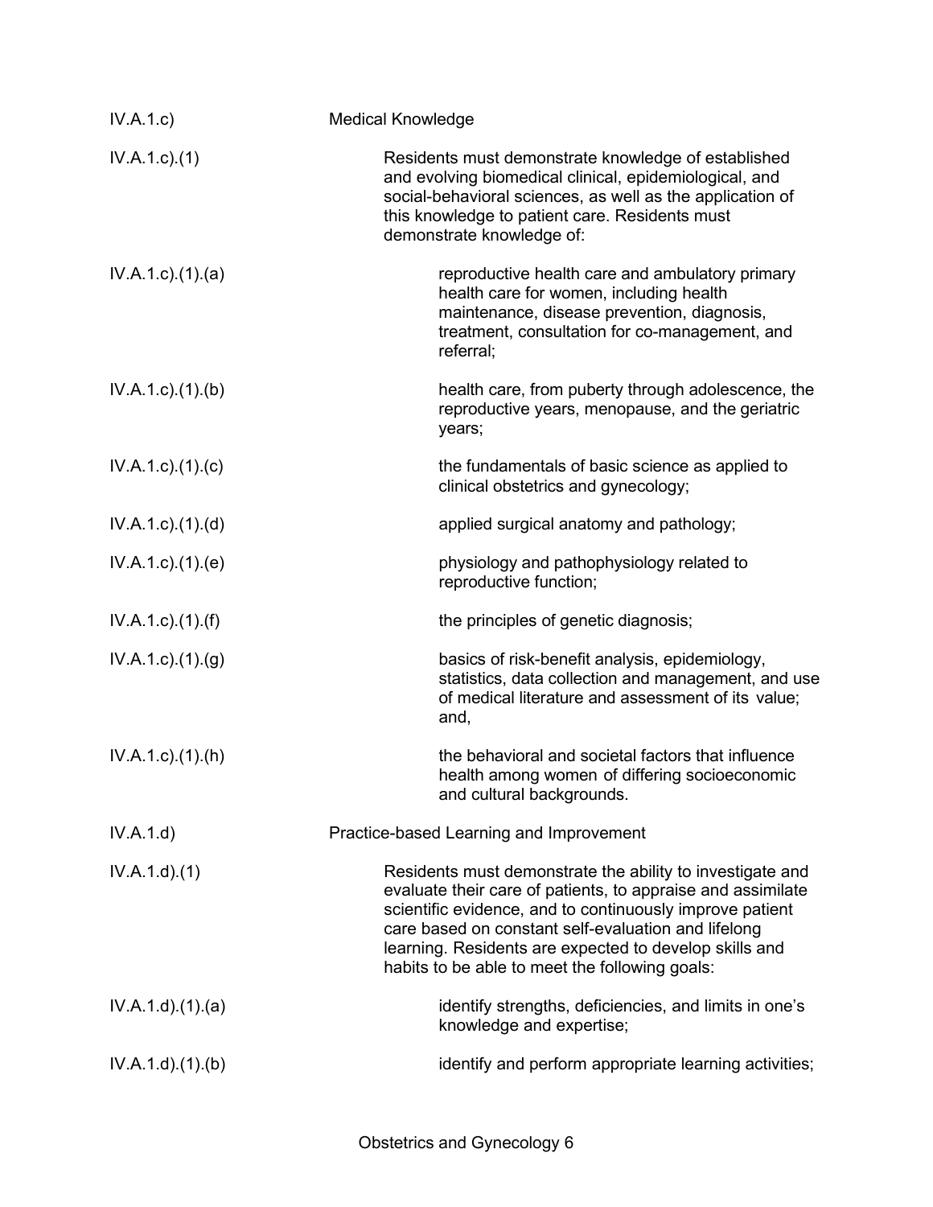| | |
|---|---|
| IV.A.1.c) | Medical Knowledge |
| IV.A.1.c).(1) | Residents must demonstrate knowledge of established and evolving biomedical clinical, epidemiological, and social-behavioral sciences, as well as the application of this knowledge to patient care. Residents must demonstrate knowledge of: |
| IV.A.1.c).(1).(a) | reproductive health care and ambulatory primary health care for women, including health maintenance, disease prevention, diagnosis, treatment, consultation for co-management, and referral; |
| IV.A.1.c).(1).(b) | health care, from puberty through adolescence, the reproductive years, menopause, and the geriatric years; |
| IV.A.1.c).(1).(c) | the fundamentals of basic science as applied to clinical obstetrics and gynecology; |
| IV.A.1.c).(1).(d) | applied surgical anatomy and pathology; |
| IV.A.1.c).(1).(e) | physiology and pathophysiology related to reproductive function; |
| IV.A.1.c).(1).(f) | the principles of genetic diagnosis; |
| IV.A.1.c).(1).(g) | basics of risk-benefit analysis, epidemiology, statistics, data collection and management, and use of medical literature and assessment of its value; and, |
| IV.A.1.c).(1).(h) | the behavioral and societal factors that influence health among women of differing socioeconomic and cultural backgrounds. |
| IV.A.1.d) | Practice-based Learning and Improvement |
| IV.A.1.d).(1) | Residents must demonstrate the ability to investigate and evaluate their care of patients, to appraise and assimilate scientific evidence, and to continuously improve patient care based on constant self-evaluation and lifelong learning. Residents are expected to develop skills and habits to be able to meet the following goals: |
| IV.A.1.d).(1).(a) | identify strengths, deficiencies, and limits in one's knowledge and expertise; |
| IV.A.1.d).(1).(b) | identify and perform appropriate learning activities; |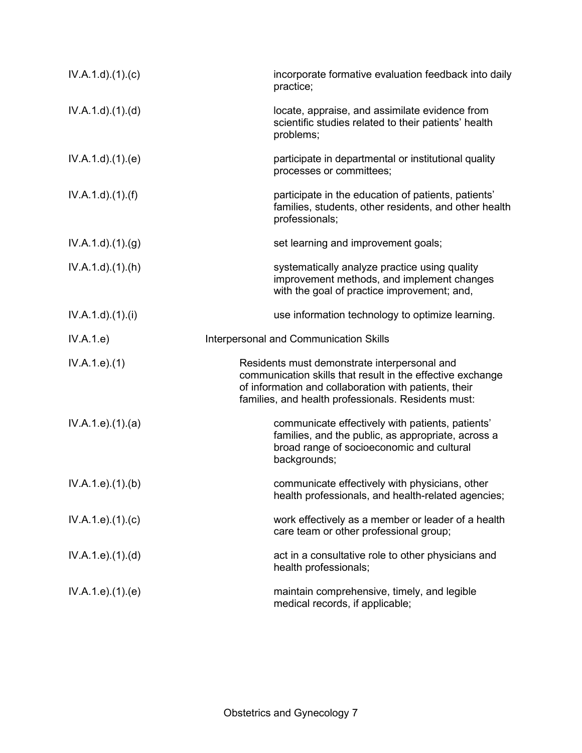IV.A.1.d).(1).(c) incorporate formative evaluation feedback into daily practice;

IV.A.1.d).(1).(d) locate, appraise, and assimilate evidence from scientific studies related to their patients' health problems;

IV.A.1.d).(1).(e) participate in departmental or institutional quality processes or committees;

IV.A.1.d).(1).(f) participate in the education of patients, patients' families, students, other residents, and other health professionals;

IV.A.1.d).(1).(g) set learning and improvement goals;

IV.A.1.d).(1).(h) systematically analyze practice using quality improvement methods, and implement changes with the goal of practice improvement; and,

IV.A.1.d).(1).(i) use information technology to optimize learning.

IV.A.1.e) Interpersonal and Communication Skills

IV.A.1.e).(1) Residents must demonstrate interpersonal and communication skills that result in the effective exchange of information and collaboration with patients, their families, and health professionals. Residents must:

IV.A.1.e).(1).(a) communicate effectively with patients, patients' families, and the public, as appropriate, across a broad range of socioeconomic and cultural backgrounds;

IV.A.1.e).(1).(b) communicate effectively with physicians, other health professionals, and health-related agencies;

IV.A.1.e).(1).(c) work effectively as a member or leader of a health care team or other professional group;

IV.A.1.e).(1).(d) act in a consultative role to other physicians and health professionals;

IV.A.1.e).(1).(e) maintain comprehensive, timely, and legible medical records, if applicable;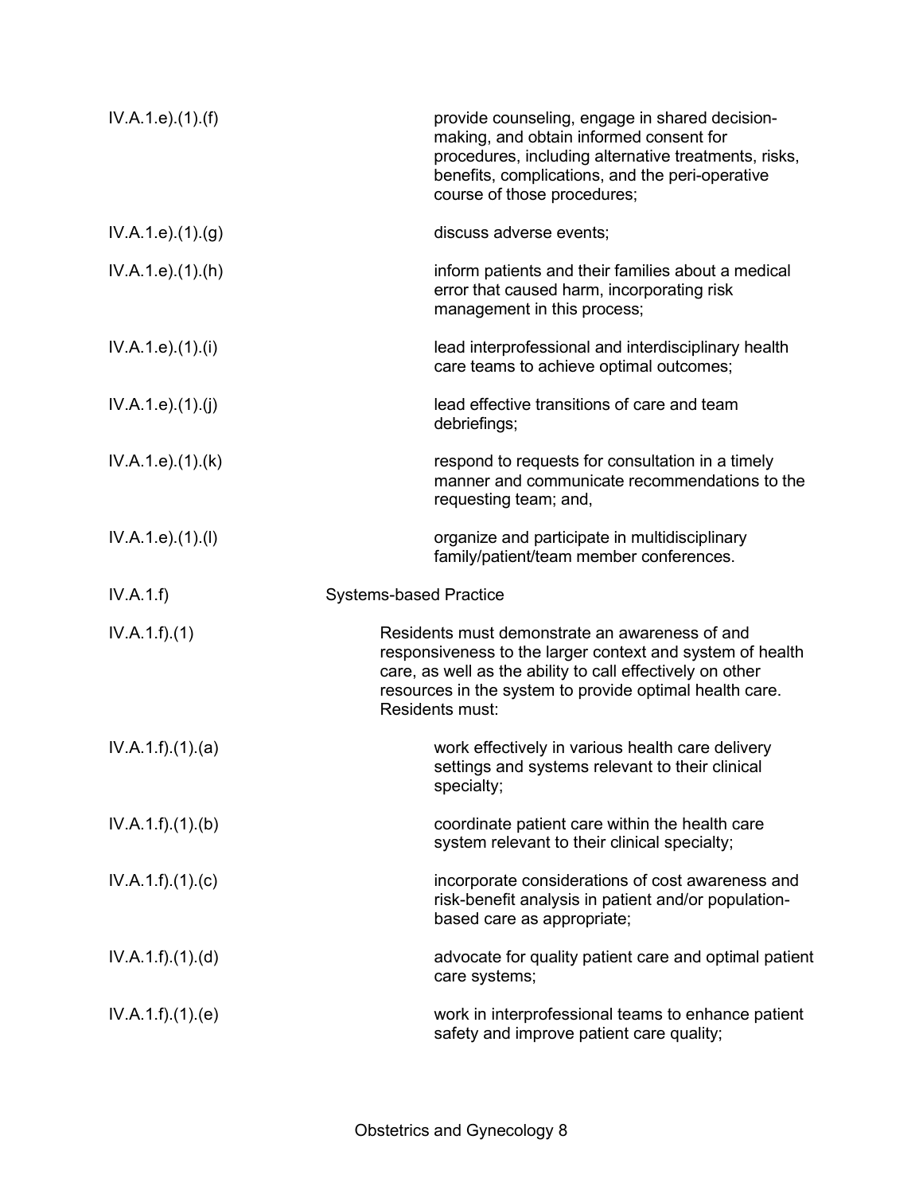| | |
|---|---|
| IV.A.1.e).(1).(f) | provide counseling, engage in shared decision-making, and obtain informed consent for procedures, including alternative treatments, risks, benefits, complications, and the peri-operative course of those procedures; |
| IV.A.1.e).(1).(g) | discuss adverse events; |
| IV.A.1.e).(1).(h) | inform patients and their families about a medical error that caused harm, incorporating risk management in this process; |
| IV.A.1.e).(1).(i) | lead interprofessional and interdisciplinary health care teams to achieve optimal outcomes; |
| IV.A.1.e).(1).(j) | lead effective transitions of care and team debriefings; |
| IV.A.1.e).(1).(k) | respond to requests for consultation in a timely manner and communicate recommendations to the requesting team; and, |
| IV.A.1.e).(1).(l) | organize and participate in multidisciplinary family/patient/team member conferences. |
| IV.A.1.f) | Systems-based Practice |
| IV.A.1.f).(1) | Residents must demonstrate an awareness of and responsiveness to the larger context and system of health care, as well as the ability to call effectively on other resources in the system to provide optimal health care. Residents must: |
| IV.A.1.f).(1).(a) | work effectively in various health care delivery settings and systems relevant to their clinical specialty; |
| IV.A.1.f).(1).(b) | coordinate patient care within the health care system relevant to their clinical specialty; |
| IV.A.1.f).(1).(c) | incorporate considerations of cost awareness and risk-benefit analysis in patient and/or population-based care as appropriate; |
| IV.A.1.f).(1).(d) | advocate for quality patient care and optimal patient care systems; |
| IV.A.1.f).(1).(e) | work in interprofessional teams to enhance patient safety and improve patient care quality; |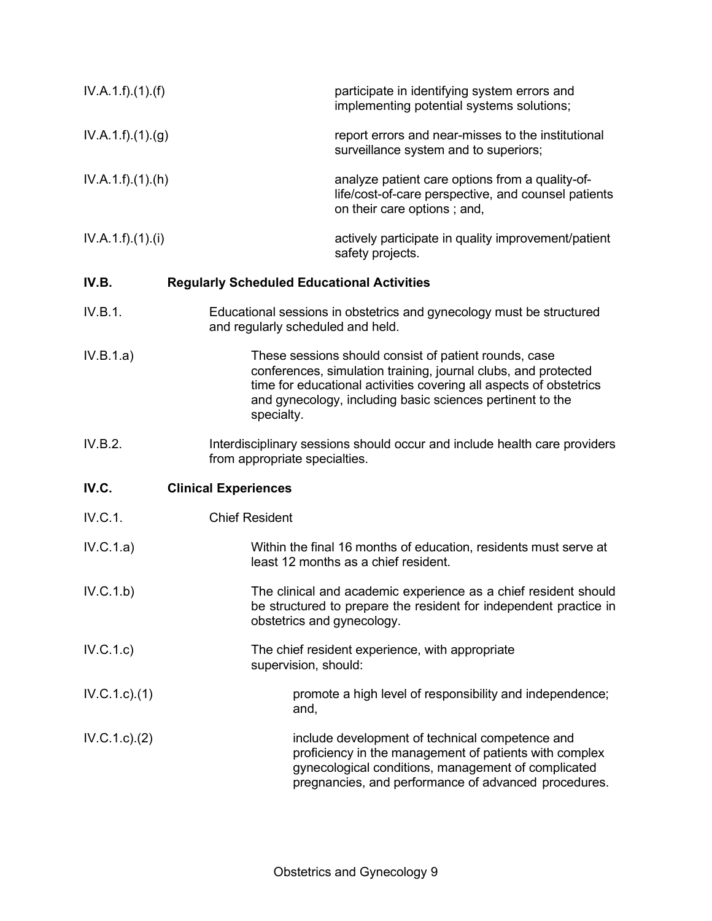IV.A.1.f).(1).(f) participate in identifying system errors and implementing potential systems solutions;

IV.A.1.f).(1).(g) report errors and near-misses to the institutional surveillance system and to superiors;

IV.A.1.f).(1).(h) analyze patient care options from a quality-of-life/cost-of-care perspective, and counsel patients on their care options ; and,

IV.A.1.f).(1).(i) actively participate in quality improvement/patient safety projects.

**IV.B. Regularly Scheduled Educational Activities**

IV.B.1. Educational sessions in obstetrics and gynecology must be structured and regularly scheduled and held.

IV.B.1.a) These sessions should consist of patient rounds, case conferences, simulation training, journal clubs, and protected time for educational activities covering all aspects of obstetrics and gynecology, including basic sciences pertinent to the specialty.

IV.B.2. Interdisciplinary sessions should occur and include health care providers from appropriate specialties.

**IV.C. Clinical Experiences**

IV.C.1. Chief Resident

IV.C.1.a) Within the final 16 months of education, residents must serve at least 12 months as a chief resident.

IV.C.1.b) The clinical and academic experience as a chief resident should be structured to prepare the resident for independent practice in obstetrics and gynecology.

IV.C.1.c) The chief resident experience, with appropriate supervision, should:

IV.C.1.c).(1) promote a high level of responsibility and independence; and,

IV.C.1.c).(2) include development of technical competence and proficiency in the management of patients with complex gynecological conditions, management of complicated pregnancies, and performance of advanced procedures.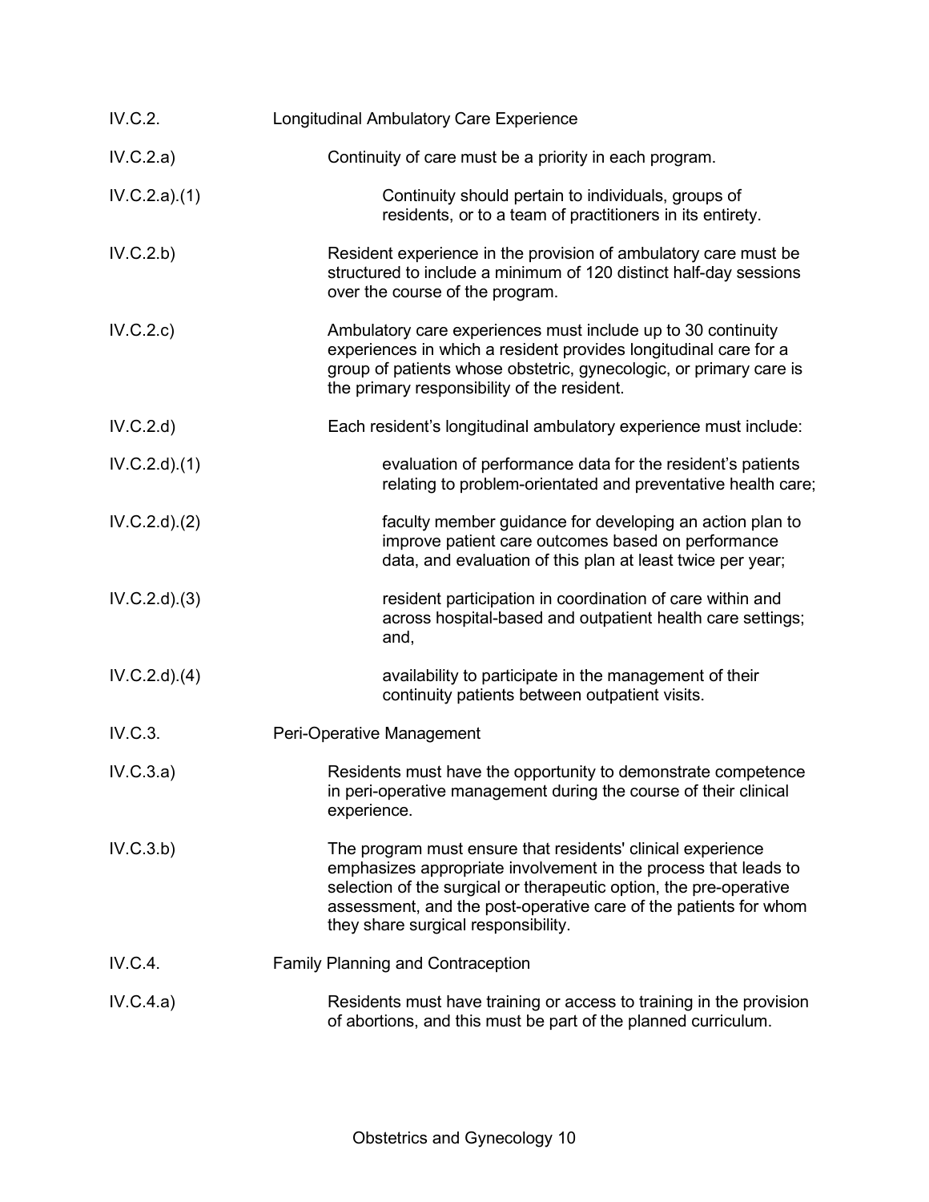| | |
|---|---|
| IV.C.2. | Longitudinal Ambulatory Care Experience |
| IV.C.2.a) | Continuity of care must be a priority in each program. |
| IV.C.2.a).(1) | Continuity should pertain to individuals, groups of residents, or to a team of practitioners in its entirety. |
| IV.C.2.b) | Resident experience in the provision of ambulatory care must be structured to include a minimum of 120 distinct half-day sessions over the course of the program. |
| IV.C.2.c) | Ambulatory care experiences must include up to 30 continuity experiences in which a resident provides longitudinal care for a group of patients whose obstetric, gynecologic, or primary care is the primary responsibility of the resident. |
| IV.C.2.d) | Each resident's longitudinal ambulatory experience must include: |
| IV.C.2.d).(1) | evaluation of performance data for the resident's patients relating to problem-orientated and preventative health care; |
| IV.C.2.d).(2) | faculty member guidance for developing an action plan to improve patient care outcomes based on performance data, and evaluation of this plan at least twice per year; |
| IV.C.2.d).(3) | resident participation in coordination of care within and across hospital-based and outpatient health care settings; and, |
| IV.C.2.d).(4) | availability to participate in the management of their continuity patients between outpatient visits. |
| IV.C.3. | Peri-Operative Management |
| IV.C.3.a) | Residents must have the opportunity to demonstrate competence in peri-operative management during the course of their clinical experience. |
| IV.C.3.b) | The program must ensure that residents' clinical experience emphasizes appropriate involvement in the process that leads to selection of the surgical or therapeutic option, the pre-operative assessment, and the post-operative care of the patients for whom they share surgical responsibility. |
| IV.C.4. | Family Planning and Contraception |
| IV.C.4.a) | Residents must have training or access to training in the provision of abortions, and this must be part of the planned curriculum. |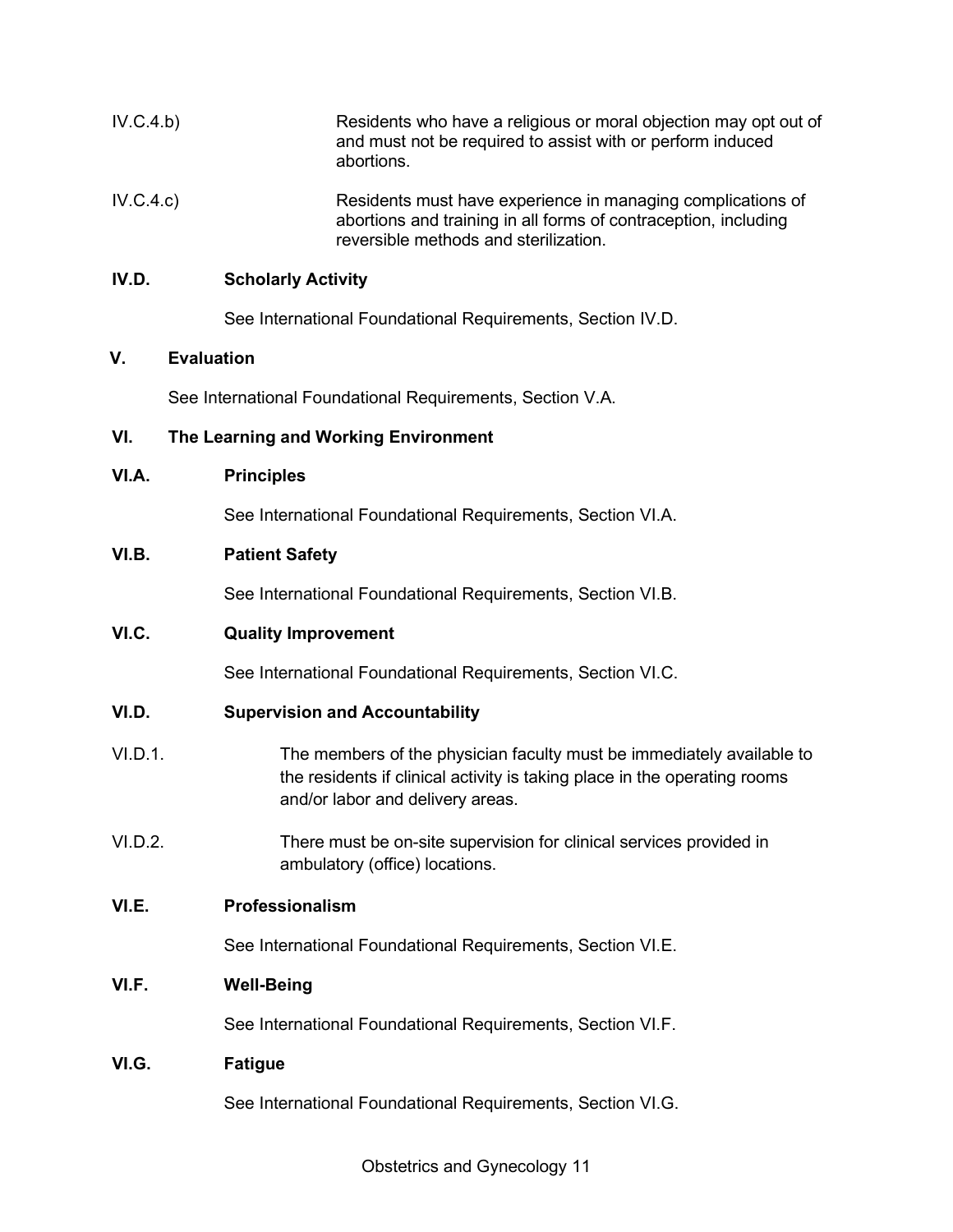IV.C.4.b) Residents who have a religious or moral objection may opt out of and must not be required to assist with or perform induced abortions.

IV.C.4.c) Residents must have experience in managing complications of abortions and training in all forms of contraception, including reversible methods and sterilization.

**IV.D. Scholarly Activity**

See International Foundational Requirements, Section IV.D.

**V. Evaluation**

See International Foundational Requirements, Section V.A.

**VI. The Learning and Working Environment**

**VI.A. Principles**

See International Foundational Requirements, Section VI.A.

**VI.B. Patient Safety**

See International Foundational Requirements, Section VI.B.

**VI.C. Quality Improvement**

See International Foundational Requirements, Section VI.C.

**VI.D. Supervision and Accountability**

VI.D.1. The members of the physician faculty must be immediately available to the residents if clinical activity is taking place in the operating rooms and/or labor and delivery areas.

VI.D.2. There must be on-site supervision for clinical services provided in ambulatory (office) locations.

**VI.E. Professionalism**

See International Foundational Requirements, Section VI.E.

**VI.F. Well-Being**

See International Foundational Requirements, Section VI.F.

**VI.G. Fatigue**

See International Foundational Requirements, Section VI.G.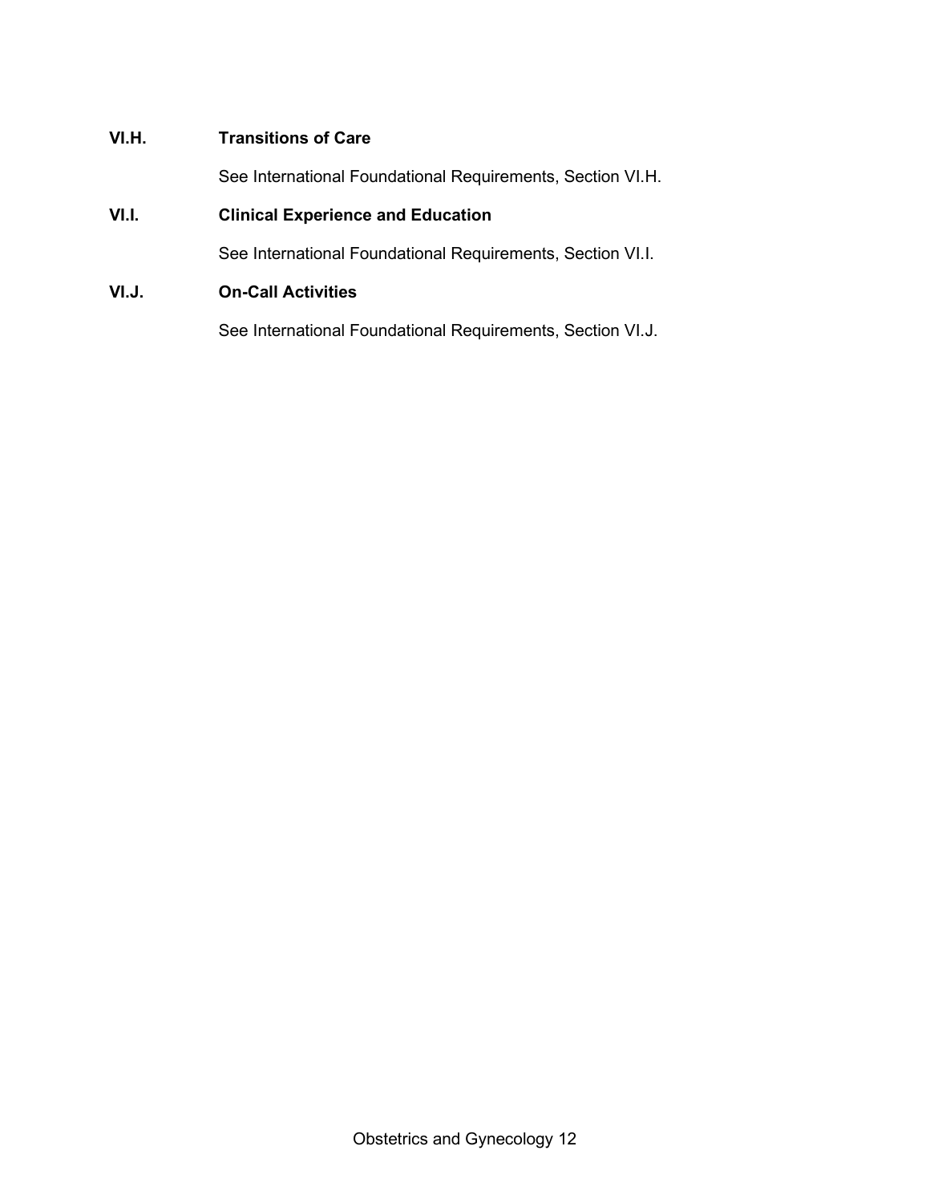**VI.H. Transitions of Care**

See International Foundational Requirements, Section VI.H.

**VI.I. Clinical Experience and Education**

See International Foundational Requirements, Section VI.I.

**VI.J. On-Call Activities**

See International Foundational Requirements, Section VI.J.